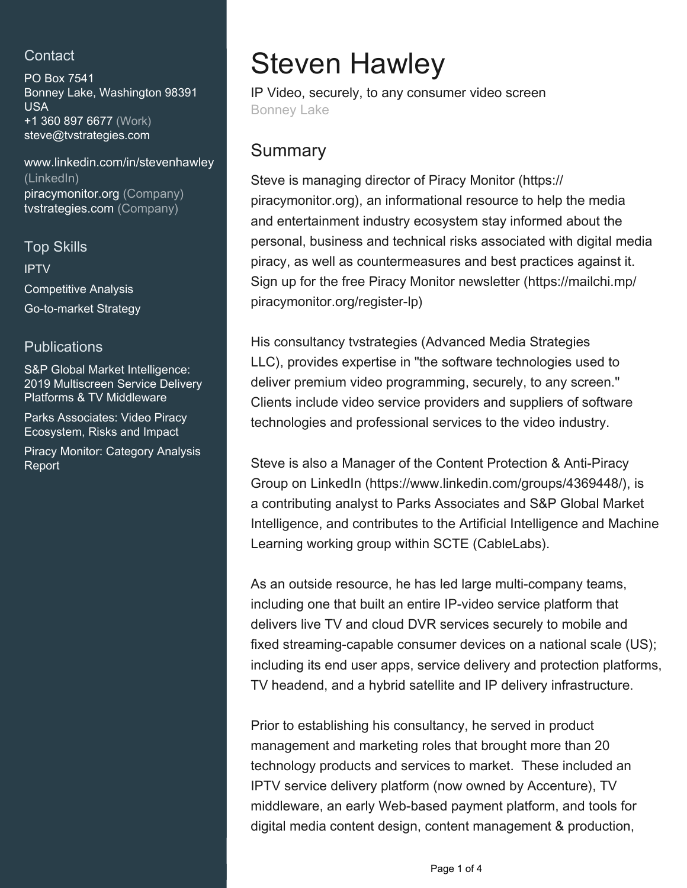# Steven Hawley

IP Video, securely, to any consumer video screen
Bonney Lake

## Contact

PO Box 7541
Bonney Lake, Washington 98391
USA
+1 360 897 6677 (Work)
steve@tvstrategies.com

www.linkedin.com/in/stevenhawley (LinkedIn)
piracymonitor.org (Company)
tvstrategies.com (Company)

## Top Skills

IPTV

Competitive Analysis

Go-to-market Strategy

## Publications

S&P Global Market Intelligence: 2019 Multiscreen Service Delivery Platforms & TV Middleware

Parks Associates: Video Piracy Ecosystem, Risks and Impact

Piracy Monitor: Category Analysis Report

## Summary

Steve is managing director of Piracy Monitor (https://piracymonitor.org), an informational resource to help the media and entertainment industry ecosystem stay informed about the personal, business and technical risks associated with digital media piracy, as well as countermeasures and best practices against it. Sign up for the free Piracy Monitor newsletter (https://mailchi.mp/piracymonitor.org/register-lp)

His consultancy tvstrategies (Advanced Media Strategies LLC), provides expertise in "the software technologies used to deliver premium video programming, securely, to any screen." Clients include video service providers and suppliers of software technologies and professional services to the video industry.

Steve is also a Manager of the Content Protection & Anti-Piracy Group on LinkedIn (https://www.linkedin.com/groups/4369448/), is a contributing analyst to Parks Associates and S&P Global Market Intelligence, and contributes to the Artificial Intelligence and Machine Learning working group within SCTE (CableLabs).

As an outside resource, he has led large multi-company teams, including one that built an entire IP-video service platform that delivers live TV and cloud DVR services securely to mobile and fixed streaming-capable consumer devices on a national scale (US); including its end user apps, service delivery and protection platforms, TV headend, and a hybrid satellite and IP delivery infrastructure.

Prior to establishing his consultancy, he served in product management and marketing roles that brought more than 20 technology products and services to market. These included an IPTV service delivery platform (now owned by Accenture), TV middleware, an early Web-based payment platform, and tools for digital media content design, content management & production,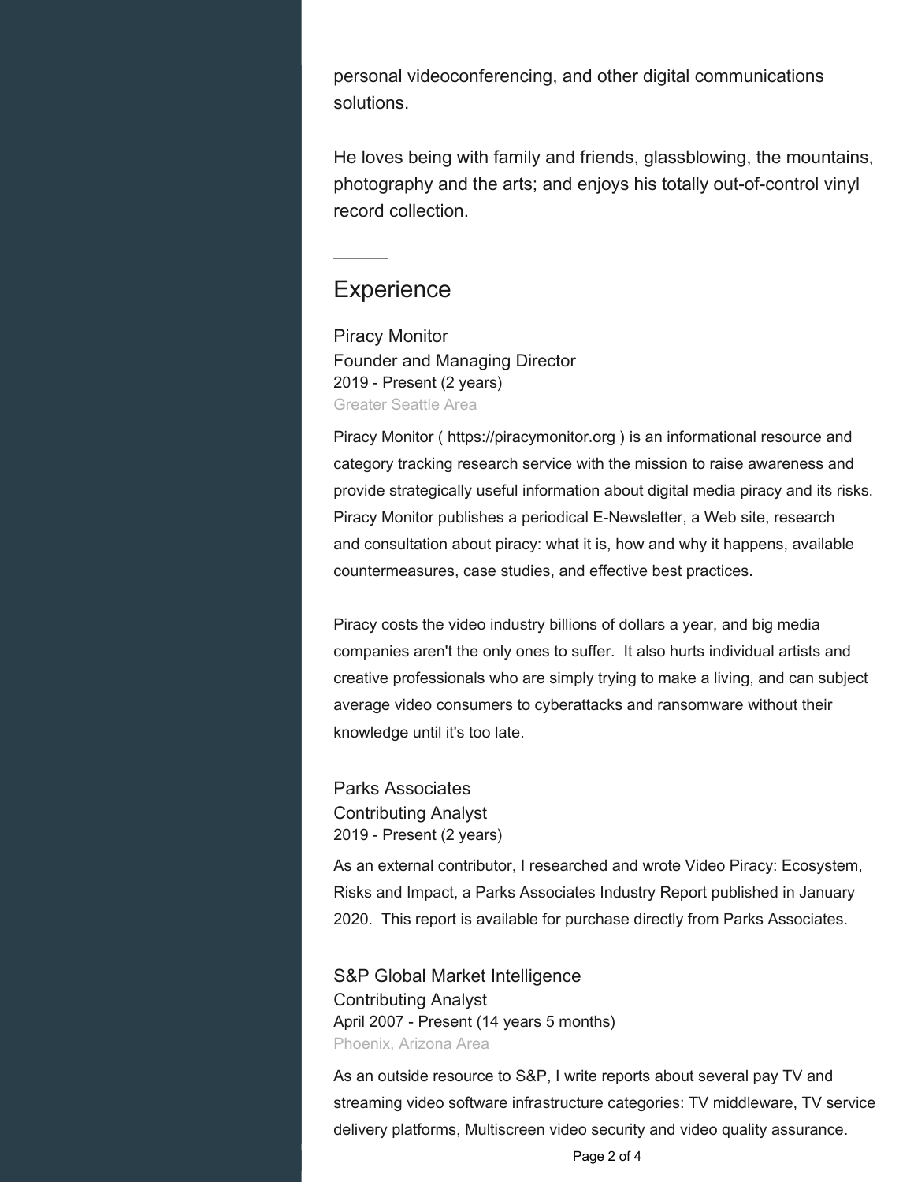personal videoconferencing, and other digital communications solutions.

He loves being with family and friends, glassblowing, the mountains, photography and the arts; and enjoys his totally out-of-control vinyl record collection.

## Experience

### Piracy Monitor
Founder and Managing Director
2019 - Present (2 years)
Greater Seattle Area

Piracy Monitor ( https://piracymonitor.org ) is an informational resource and category tracking research service with the mission to raise awareness and provide strategically useful information about digital media piracy and its risks. Piracy Monitor publishes a periodical E-Newsletter, a Web site, research and consultation about piracy: what it is, how and why it happens, available countermeasures, case studies, and effective best practices.

Piracy costs the video industry billions of dollars a year, and big media companies aren't the only ones to suffer. It also hurts individual artists and creative professionals who are simply trying to make a living, and can subject average video consumers to cyberattacks and ransomware without their knowledge until it's too late.

### Parks Associates
Contributing Analyst
2019 - Present (2 years)

As an external contributor, I researched and wrote Video Piracy: Ecosystem, Risks and Impact, a Parks Associates Industry Report published in January 2020. This report is available for purchase directly from Parks Associates.

### S&P Global Market Intelligence
Contributing Analyst
April 2007 - Present (14 years 5 months)
Phoenix, Arizona Area

As an outside resource to S&P, I write reports about several pay TV and streaming video software infrastructure categories: TV middleware, TV service delivery platforms, Multiscreen video security and video quality assurance.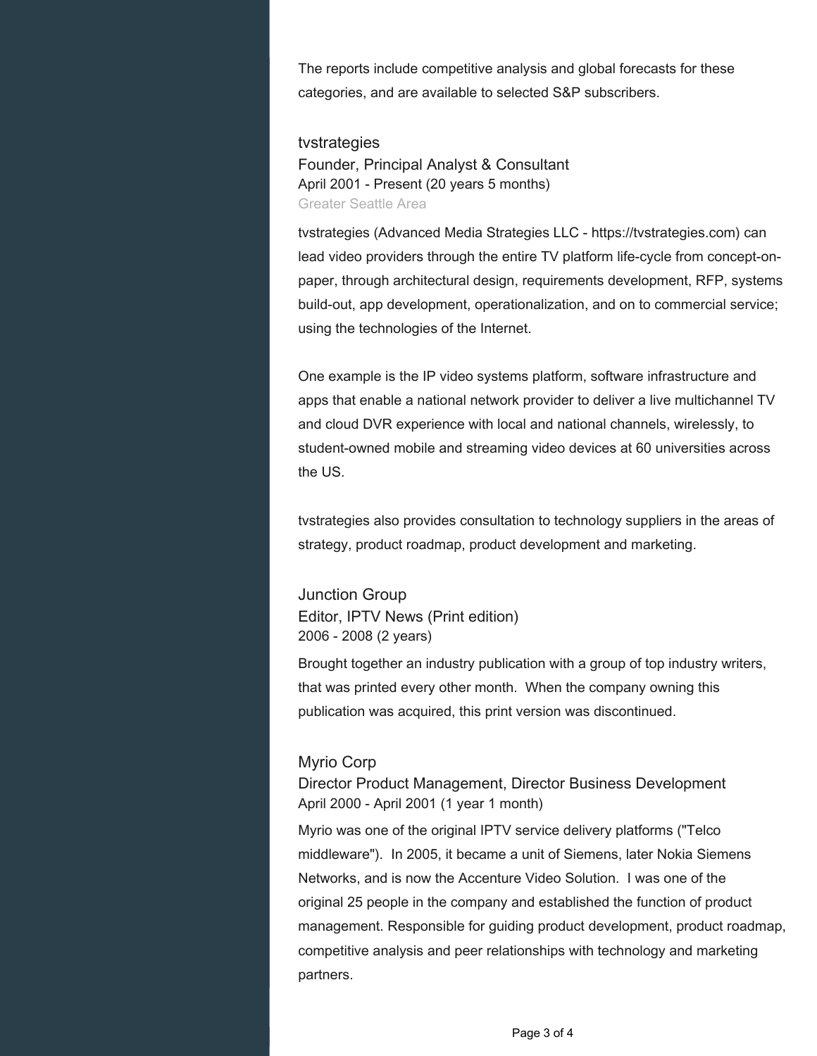The reports include competitive analysis and global forecasts for these categories, and are available to selected S&P subscribers.

### tvstrategies

Founder, Principal Analyst & Consultant

April 2001 - Present (20 years 5 months)

Greater Seattle Area

tvstrategies (Advanced Media Strategies LLC - https://tvstrategies.com) can lead video providers through the entire TV platform life-cycle from concept-on-paper, through architectural design, requirements development, RFP, systems build-out, app development, operationalization, and on to commercial service; using the technologies of the Internet.

One example is the IP video systems platform, software infrastructure and apps that enable a national network provider to deliver a live multichannel TV and cloud DVR experience with local and national channels, wirelessly, to student-owned mobile and streaming video devices at 60 universities across the US.

tvstrategies also provides consultation to technology suppliers in the areas of strategy, product roadmap, product development and marketing.

### Junction Group

Editor, IPTV News (Print edition)

2006 - 2008 (2 years)

Brought together an industry publication with a group of top industry writers, that was printed every other month.  When the company owning this publication was acquired, this print version was discontinued.

### Myrio Corp

Director Product Management, Director Business Development

April 2000 - April 2001 (1 year 1 month)

Myrio was one of the original IPTV service delivery platforms ("Telco middleware").  In 2005, it became a unit of Siemens, later Nokia Siemens Networks, and is now the Accenture Video Solution.  I was one of the original 25 people in the company and established the function of product management. Responsible for guiding product development, product roadmap, competitive analysis and peer relationships with technology and marketing partners.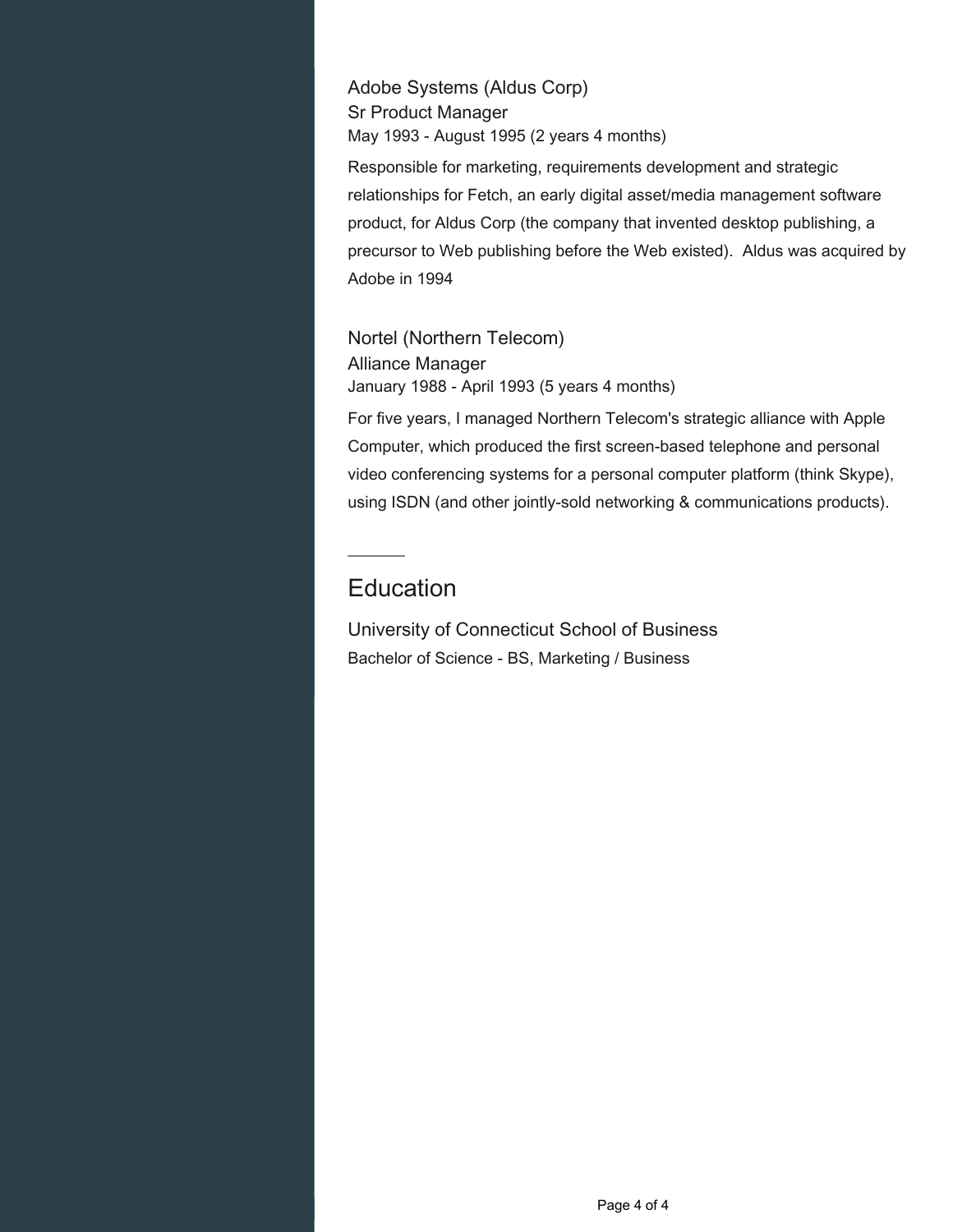### Adobe Systems (Aldus Corp)

Sr Product Manager

May 1993 - August 1995 (2 years 4 months)

Responsible for marketing, requirements development and strategic relationships for Fetch, an early digital asset/media management software product, for Aldus Corp (the company that invented desktop publishing, a precursor to Web publishing before the Web existed).  Aldus was acquired by Adobe in 1994

### Nortel (Northern Telecom)

Alliance Manager

January 1988 - April 1993 (5 years 4 months)

For five years, I managed Northern Telecom's strategic alliance with Apple Computer, which produced the first screen-based telephone and personal video conferencing systems for a personal computer platform (think Skype), using ISDN (and other jointly-sold networking & communications products).

## Education

### University of Connecticut School of Business

Bachelor of Science - BS, Marketing / Business